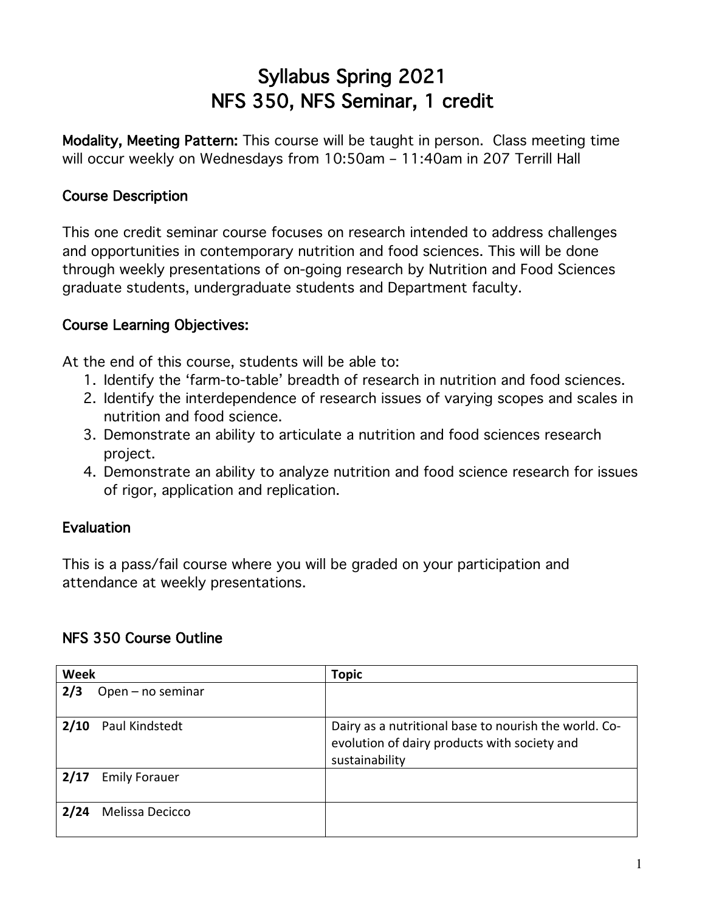# Syllabus Spring 2021
# NFS 350, NFS Seminar, 1 credit

**Modality, Meeting Pattern:** This course will be taught in person. Class meeting time will occur weekly on Wednesdays from 10:50am – 11:40am in 207 Terrill Hall

## Course Description

This one credit seminar course focuses on research intended to address challenges and opportunities in contemporary nutrition and food sciences. This will be done through weekly presentations of on-going research by Nutrition and Food Sciences graduate students, undergraduate students and Department faculty.

## Course Learning Objectives:

At the end of this course, students will be able to:

1. Identify the 'farm-to-table' breadth of research in nutrition and food sciences.
2. Identify the interdependence of research issues of varying scopes and scales in nutrition and food science.
3. Demonstrate an ability to articulate a nutrition and food sciences research project.
4. Demonstrate an ability to analyze nutrition and food science research for issues of rigor, application and replication.

## Evaluation

This is a pass/fail course where you will be graded on your participation and attendance at weekly presentations.

## NFS 350 Course Outline

| Week | Topic |
|---|---|
| **2/3** Open – no seminar | |
| **2/10** Paul Kindstedt | Dairy as a nutritional base to nourish the world. Co-evolution of dairy products with society and sustainability |
| **2/17** Emily Forauer | |
| **2/24** Melissa Decicco | |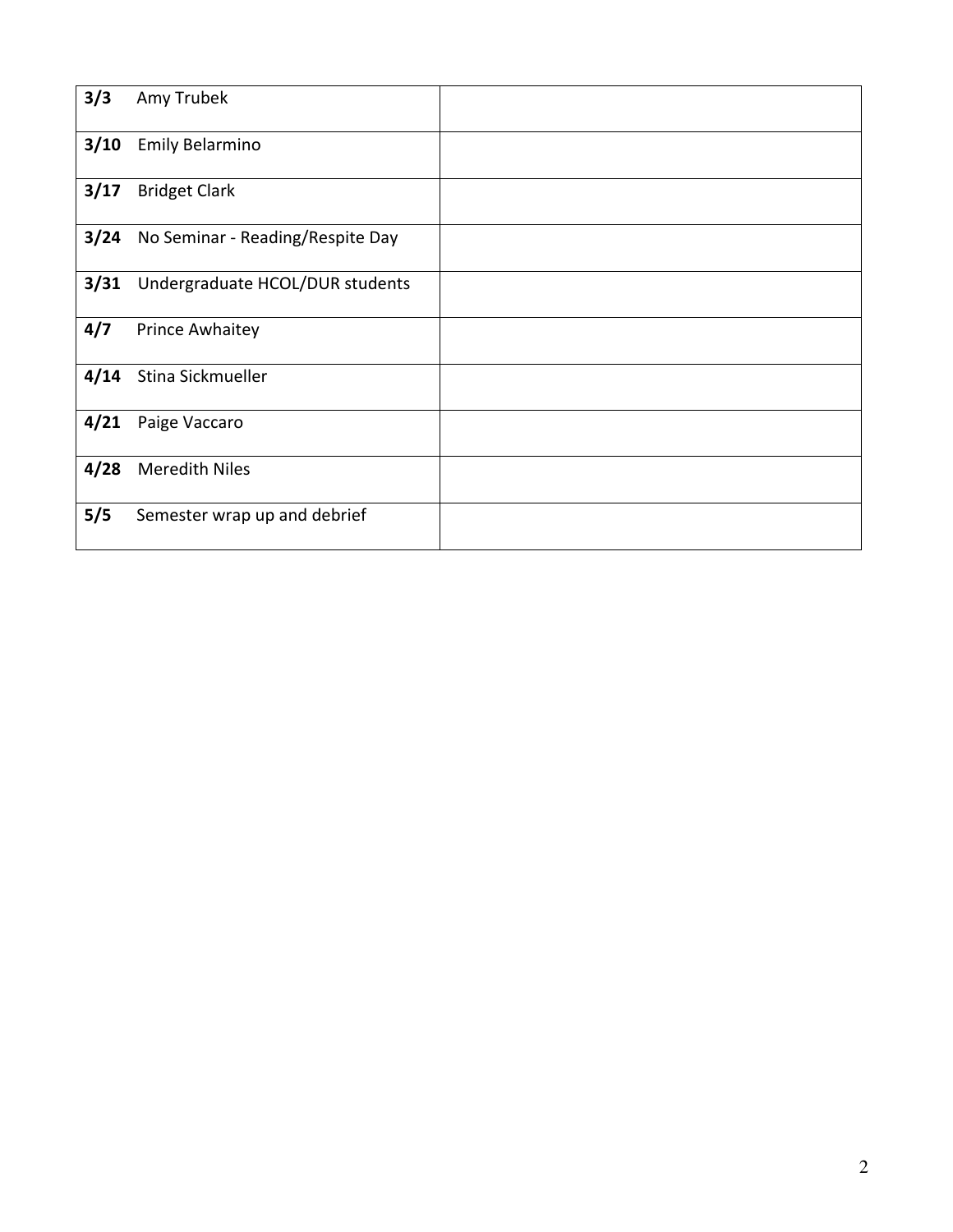| | |
|---|---|
| **3/3** Amy Trubek | |
| **3/10** Emily Belarmino | |
| **3/17** Bridget Clark | |
| **3/24** No Seminar - Reading/Respite Day | |
| **3/31** Undergraduate HCOL/DUR students | |
| **4/7** Prince Awhaitey | |
| **4/14** Stina Sickmueller | |
| **4/21** Paige Vaccaro | |
| **4/28** Meredith Niles | |
| **5/5** Semester wrap up and debrief | |